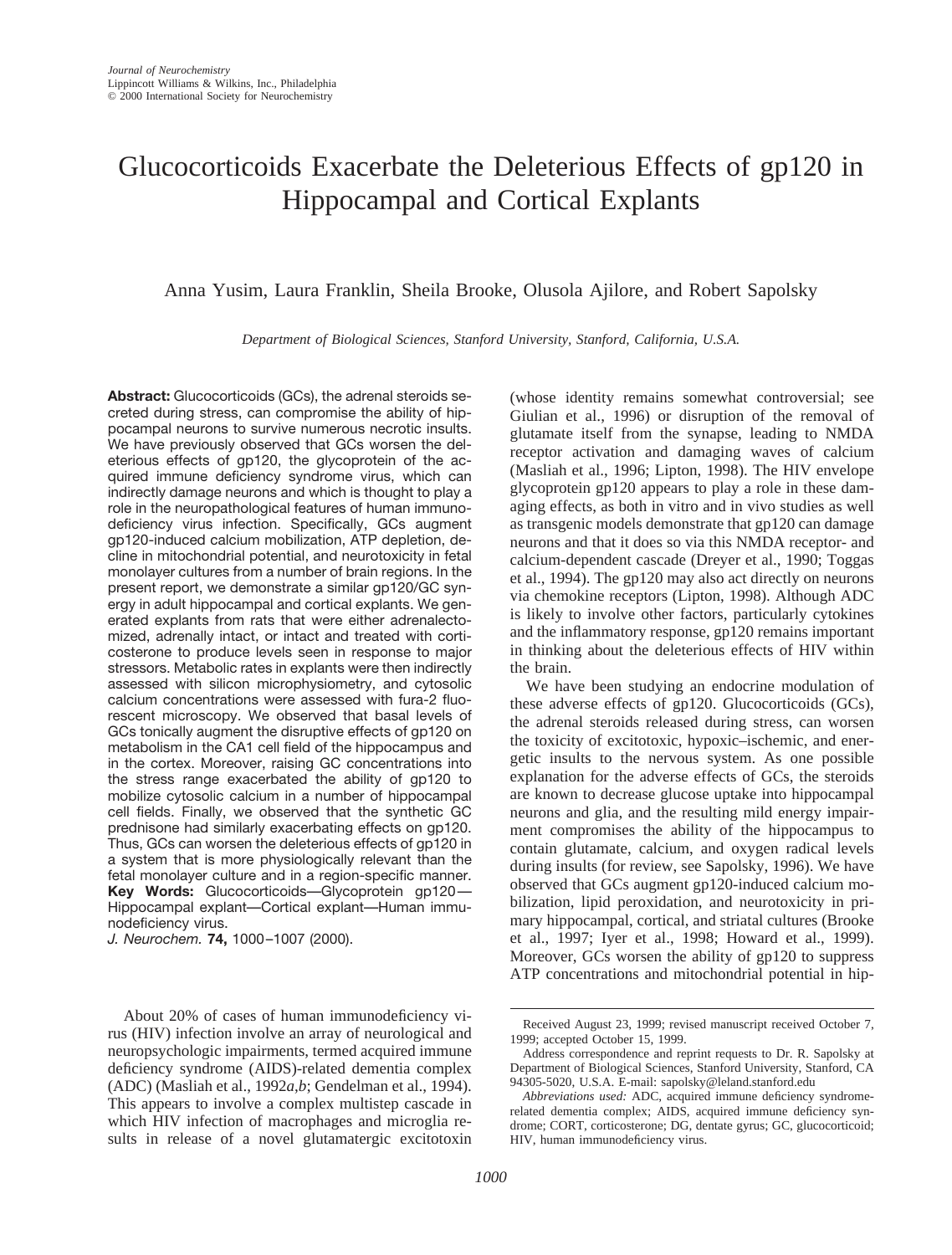*Journal of Neurochemistry*
Lippincott Williams & Wilkins, Inc., Philadelphia
© 2000 International Society for Neurochemistry

# Glucocorticoids Exacerbate the Deleterious Effects of gp120 in Hippocampal and Cortical Explants

Anna Yusim, Laura Franklin, Sheila Brooke, Olusola Ajilore, and Robert Sapolsky

*Department of Biological Sciences, Stanford University, Stanford, California, U.S.A.*

**Abstract:** Glucocorticoids (GCs), the adrenal steroids secreted during stress, can compromise the ability of hippocampal neurons to survive numerous necrotic insults. We have previously observed that GCs worsen the deleterious effects of gp120, the glycoprotein of the acquired immune deficiency syndrome virus, which can indirectly damage neurons and which is thought to play a role in the neuropathological features of human immunodeficiency virus infection. Specifically, GCs augment gp120-induced calcium mobilization, ATP depletion, decline in mitochondrial potential, and neurotoxicity in fetal monolayer cultures from a number of brain regions. In the present report, we demonstrate a similar gp120/GC synergy in adult hippocampal and cortical explants. We generated explants from rats that were either adrenalectomized, adrenally intact, or intact and treated with corticosterone to produce levels seen in response to major stressors. Metabolic rates in explants were then indirectly assessed with silicon microphysiometry, and cytosolic calcium concentrations were assessed with fura-2 fluorescent microscopy. We observed that basal levels of GCs tonically augment the disruptive effects of gp120 on metabolism in the CA1 cell field of the hippocampus and in the cortex. Moreover, raising GC concentrations into the stress range exacerbated the ability of gp120 to mobilize cytosolic calcium in a number of hippocampal cell fields. Finally, we observed that the synthetic GC prednisone had similarly exacerbating effects on gp120. Thus, GCs can worsen the deleterious effects of gp120 in a system that is more physiologically relevant than the fetal monolayer culture and in a region-specific manner. **Key Words:** Glucocorticoids—Glycoprotein gp120—Hippocampal explant—Cortical explant—Human immunodeficiency virus.
*J. Neurochem.* **74,** 1000–1007 (2000).

About 20% of cases of human immunodeficiency virus (HIV) infection involve an array of neurological and neuropsychologic impairments, termed acquired immune deficiency syndrome (AIDS)-related dementia complex (ADC) (Masliah et al., 1992*a,b*; Gendelman et al., 1994). This appears to involve a complex multistep cascade in which HIV infection of macrophages and microglia results in release of a novel glutamatergic excitotoxin (whose identity remains somewhat controversial; see Giulian et al., 1996) or disruption of the removal of glutamate itself from the synapse, leading to NMDA receptor activation and damaging waves of calcium (Masliah et al., 1996; Lipton, 1998). The HIV envelope glycoprotein gp120 appears to play a role in these damaging effects, as both in vitro and in vivo studies as well as transgenic models demonstrate that gp120 can damage neurons and that it does so via this NMDA receptor- and calcium-dependent cascade (Dreyer et al., 1990; Toggas et al., 1994). The gp120 may also act directly on neurons via chemokine receptors (Lipton, 1998). Although ADC is likely to involve other factors, particularly cytokines and the inflammatory response, gp120 remains important in thinking about the deleterious effects of HIV within the brain.

We have been studying an endocrine modulation of these adverse effects of gp120. Glucocorticoids (GCs), the adrenal steroids released during stress, can worsen the toxicity of excitotoxic, hypoxic–ischemic, and energetic insults to the nervous system. As one possible explanation for the adverse effects of GCs, the steroids are known to decrease glucose uptake into hippocampal neurons and glia, and the resulting mild energy impairment compromises the ability of the hippocampus to contain glutamate, calcium, and oxygen radical levels during insults (for review, see Sapolsky, 1996). We have observed that GCs augment gp120-induced calcium mobilization, lipid peroxidation, and neurotoxicity in primary hippocampal, cortical, and striatal cultures (Brooke et al., 1997; Iyer et al., 1998; Howard et al., 1999). Moreover, GCs worsen the ability of gp120 to suppress ATP concentrations and mitochondrial potential in hip-

Received August 23, 1999; revised manuscript received October 7, 1999; accepted October 15, 1999.

Address correspondence and reprint requests to Dr. R. Sapolsky at Department of Biological Sciences, Stanford University, Stanford, CA 94305-5020, U.S.A. E-mail: sapolsky@leland.stanford.edu

*Abbreviations used:* ADC, acquired immune deficiency syndrome-related dementia complex; AIDS, acquired immune deficiency syndrome; CORT, corticosterone; DG, dentate gyrus; GC, glucocorticoid; HIV, human immunodeficiency virus.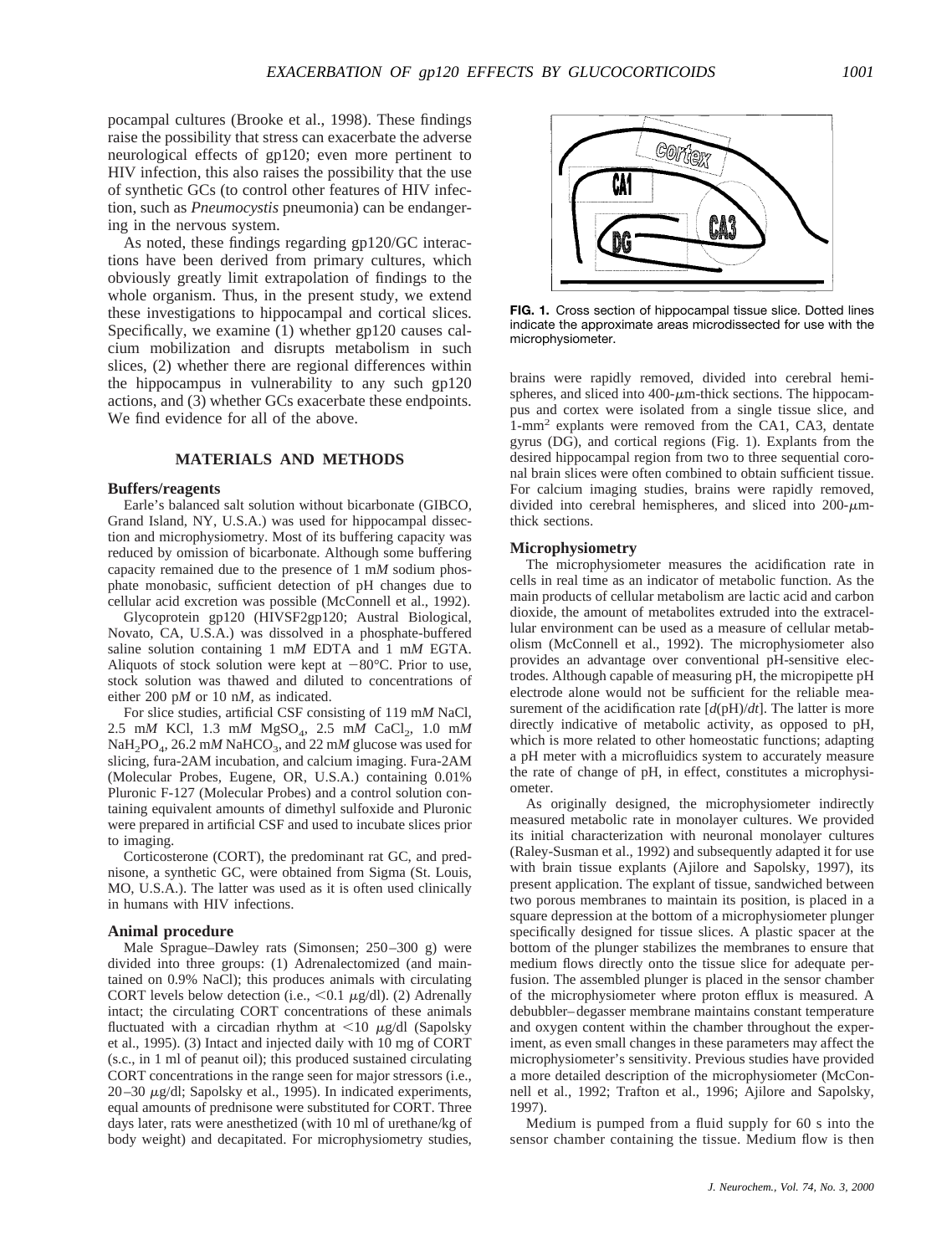pocampal cultures (Brooke et al., 1998). These findings raise the possibility that stress can exacerbate the adverse neurological effects of gp120; even more pertinent to HIV infection, this also raises the possibility that the use of synthetic GCs (to control other features of HIV infection, such as *Pneumocystis* pneumonia) can be endangering in the nervous system.

As noted, these findings regarding gp120/GC interactions have been derived from primary cultures, which obviously greatly limit extrapolation of findings to the whole organism. Thus, in the present study, we extend these investigations to hippocampal and cortical slices. Specifically, we examine (1) whether gp120 causes calcium mobilization and disrupts metabolism in such slices, (2) whether there are regional differences within the hippocampus in vulnerability to any such gp120 actions, and (3) whether GCs exacerbate these endpoints. We find evidence for all of the above.

## MATERIALS AND METHODS

### Buffers/reagents

Earle's balanced salt solution without bicarbonate (GIBCO, Grand Island, NY, U.S.A.) was used for hippocampal dissection and microphysiometry. Most of its buffering capacity was reduced by omission of bicarbonate. Although some buffering capacity remained due to the presence of 1 m*M* sodium phosphate monobasic, sufficient detection of pH changes due to cellular acid excretion was possible (McConnell et al., 1992).

Glycoprotein gp120 (HIVSF2gp120; Austral Biological, Novato, CA, U.S.A.) was dissolved in a phosphate-buffered saline solution containing 1 m*M* EDTA and 1 m*M* EGTA. Aliquots of stock solution were kept at −80°C. Prior to use, stock solution was thawed and diluted to concentrations of either 200 p*M* or 10 n*M*, as indicated.

For slice studies, artificial CSF consisting of 119 m*M* NaCl, 2.5 m*M* KCl, 1.3 m*M* $MgSO_4$, 2.5 m*M* $CaCl_2$, 1.0 m*M* $NaH_2PO_4$, 26.2 m*M* $NaHCO_3$, and 22 m*M* glucose was used for slicing, fura-2AM incubation, and calcium imaging. Fura-2AM (Molecular Probes, Eugene, OR, U.S.A.) containing 0.01% Pluronic F-127 (Molecular Probes) and a control solution containing equivalent amounts of dimethyl sulfoxide and Pluronic were prepared in artificial CSF and used to incubate slices prior to imaging.

Corticosterone (CORT), the predominant rat GC, and prednisone, a synthetic GC, were obtained from Sigma (St. Louis, MO, U.S.A.). The latter was used as it is often used clinically in humans with HIV infections.

### Animal procedure

Male Sprague–Dawley rats (Simonsen; 250–300 g) were divided into three groups: (1) Adrenalectomized (and maintained on 0.9% NaCl); this produces animals with circulating CORT levels below detection (i.e., <0.1 μg/dl). (2) Adrenally intact; the circulating CORT concentrations of these animals fluctuated with a circadian rhythm at <10 μg/dl (Sapolsky et al., 1995). (3) Intact and injected daily with 10 mg of CORT (s.c., in 1 ml of peanut oil); this produced sustained circulating CORT concentrations in the range seen for major stressors (i.e., 20–30 μg/dl; Sapolsky et al., 1995). In indicated experiments, equal amounts of prednisone were substituted for CORT. Three days later, rats were anesthetized (with 10 ml of urethane/kg of body weight) and decapitated. For microphysiometry studies, brains were rapidly removed, divided into cerebral hemispheres, and sliced into 400-μm-thick sections. The hippocampus and cortex were isolated from a single tissue slice, and 1-$mm^2$ explants were removed from the CA1, CA3, dentate gyrus (DG), and cortical regions (Fig. 1). Explants from the desired hippocampal region from two to three sequential coronal brain slices were often combined to obtain sufficient tissue. For calcium imaging studies, brains were rapidly removed, divided into cerebral hemispheres, and sliced into 200-μm-thick sections.

**FIG. 1.** Cross section of hippocampal tissue slice. Dotted lines indicate the approximate areas microdissected for use with the microphysiometer.

### Microphysiometry

The microphysiometer measures the acidification rate in cells in real time as an indicator of metabolic function. As the main products of cellular metabolism are lactic acid and carbon dioxide, the amount of metabolites extruded into the extracellular environment can be used as a measure of cellular metabolism (McConnell et al., 1992). The microphysiometer also provides an advantage over conventional pH-sensitive electrodes. Although capable of measuring pH, the micropipette pH electrode alone would not be sufficient for the reliable measurement of the acidification rate [$d$(pH)/$dt$]. The latter is more directly indicative of metabolic activity, as opposed to pH, which is more related to other homeostatic functions; adapting a pH meter with a microfluidics system to accurately measure the rate of change of pH, in effect, constitutes a microphysiometer.

As originally designed, the microphysiometer indirectly measured metabolic rate in monolayer cultures. We provided its initial characterization with neuronal monolayer cultures (Raley-Susman et al., 1992) and subsequently adapted it for use with brain tissue explants (Ajilore and Sapolsky, 1997), its present application. The explant of tissue, sandwiched between two porous membranes to maintain its position, is placed in a square depression at the bottom of a microphysiometer plunger specifically designed for tissue slices. A plastic spacer at the bottom of the plunger stabilizes the membranes to ensure that medium flows directly onto the tissue slice for adequate perfusion. The assembled plunger is placed in the sensor chamber of the microphysiometer where proton efflux is measured. A debubbler–degasser membrane maintains constant temperature and oxygen content within the chamber throughout the experiment, as even small changes in these parameters may affect the microphysiometer's sensitivity. Previous studies have provided a more detailed description of the microphysiometer (McConnell et al., 1992; Trafton et al., 1996; Ajilore and Sapolsky, 1997).

Medium is pumped from a fluid supply for 60 s into the sensor chamber containing the tissue. Medium flow is then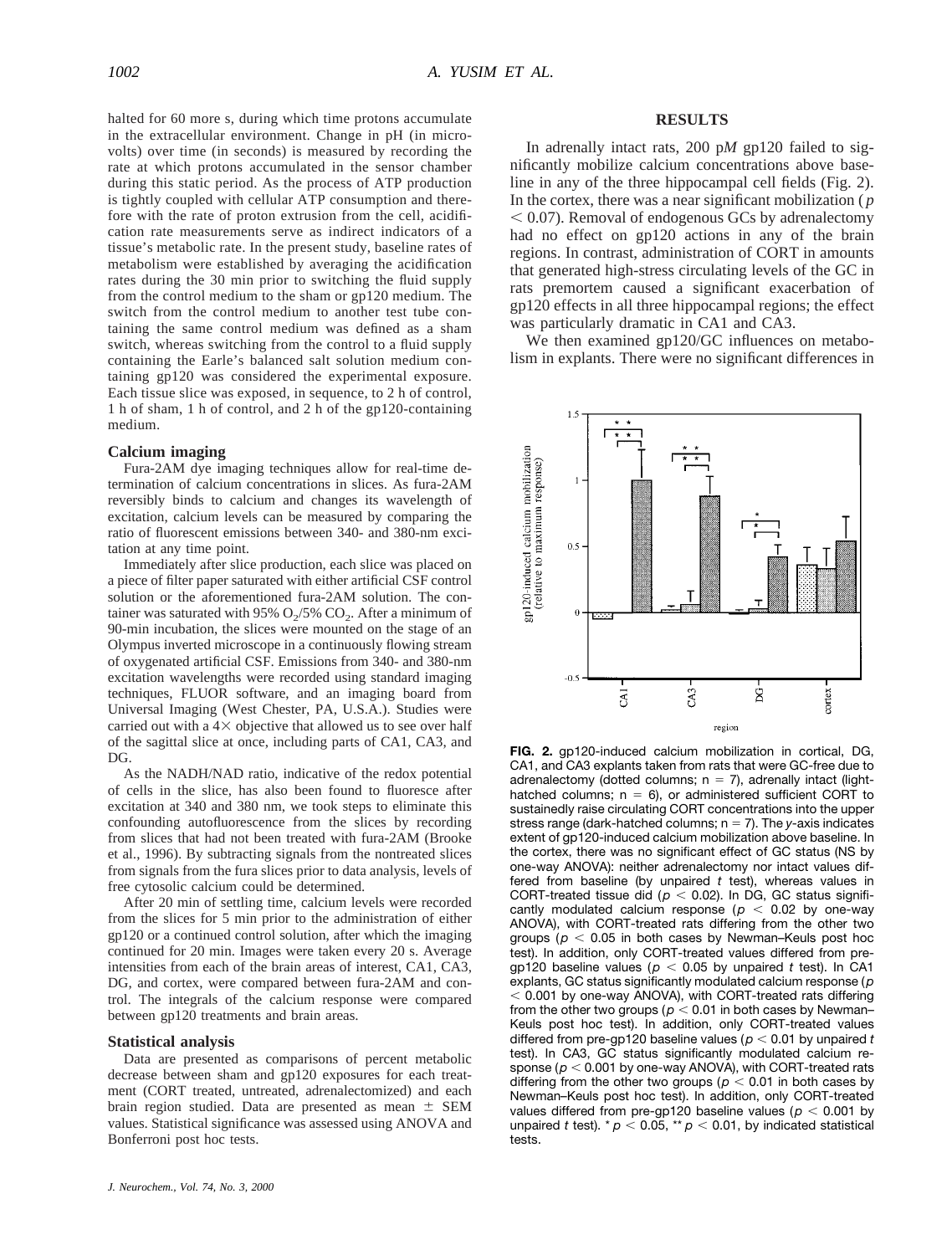halted for 60 more s, during which time protons accumulate in the extracellular environment. Change in pH (in microvolts) over time (in seconds) is measured by recording the rate at which protons accumulated in the sensor chamber during this static period. As the process of ATP production is tightly coupled with cellular ATP consumption and therefore with the rate of proton extrusion from the cell, acidification rate measurements serve as indirect indicators of a tissue's metabolic rate. In the present study, baseline rates of metabolism were established by averaging the acidification rates during the 30 min prior to switching the fluid supply from the control medium to the sham or gp120 medium. The switch from the control medium to another test tube containing the same control medium was defined as a sham switch, whereas switching from the control to a fluid supply containing the Earle's balanced salt solution medium containing gp120 was considered the experimental exposure. Each tissue slice was exposed, in sequence, to 2 h of control, 1 h of sham, 1 h of control, and 2 h of the gp120-containing medium.

### Calcium imaging

Fura-2AM dye imaging techniques allow for real-time determination of calcium concentrations in slices. As fura-2AM reversibly binds to calcium and changes its wavelength of excitation, calcium levels can be measured by comparing the ratio of fluorescent emissions between 340- and 380-nm excitation at any time point.

Immediately after slice production, each slice was placed on a piece of filter paper saturated with either artificial CSF control solution or the aforementioned fura-2AM solution. The container was saturated with 95% $O_2$/5% $CO_2$. After a minimum of 90-min incubation, the slices were mounted on the stage of an Olympus inverted microscope in a continuously flowing stream of oxygenated artificial CSF. Emissions from 340- and 380-nm excitation wavelengths were recorded using standard imaging techniques, FLUOR software, and an imaging board from Universal Imaging (West Chester, PA, U.S.A.). Studies were carried out with a 4× objective that allowed us to see over half of the sagittal slice at once, including parts of CA1, CA3, and DG.

As the NADH/NAD ratio, indicative of the redox potential of cells in the slice, has also been found to fluoresce after excitation at 340 and 380 nm, we took steps to eliminate this confounding autofluorescence from the slices by recording from slices that had not been treated with fura-2AM (Brooke et al., 1996). By subtracting signals from the nontreated slices from signals from the fura slices prior to data analysis, levels of free cytosolic calcium could be determined.

After 20 min of settling time, calcium levels were recorded from the slices for 5 min prior to the administration of either gp120 or a continued control solution, after which the imaging continued for 20 min. Images were taken every 20 s. Average intensities from each of the brain areas of interest, CA1, CA3, DG, and cortex, were compared between fura-2AM and control. The integrals of the calcium response were compared between gp120 treatments and brain areas.

### Statistical analysis

Data are presented as comparisons of percent metabolic decrease between sham and gp120 exposures for each treatment (CORT treated, untreated, adrenalectomized) and each brain region studied. Data are presented as mean ± SEM values. Statistical significance was assessed using ANOVA and Bonferroni post hoc tests.

## RESULTS

In adrenally intact rats, 200 p*M* gp120 failed to significantly mobilize calcium concentrations above baseline in any of the three hippocampal cell fields (Fig. 2). In the cortex, there was a near significant mobilization ($p < 0.07$). Removal of endogenous GCs by adrenalectomy had no effect on gp120 actions in any of the brain regions. In contrast, administration of CORT in amounts that generated high-stress circulating levels of the GC in rats premortem caused a significant exacerbation of gp120 effects in all three hippocampal regions; the effect was particularly dramatic in CA1 and CA3.

We then examined gp120/GC influences on metabolism in explants. There were no significant differences in

**FIG. 2.** gp120-induced calcium mobilization in cortical, DG, CA1, and CA3 explants taken from rats that were GC-free due to adrenalectomy (dotted columns; n = 7), adrenally intact (light-hatched columns; n = 6), or administered sufficient CORT to sustainedly raise circulating CORT concentrations into the upper stress range (dark-hatched columns; n = 7). The *y*-axis indicates extent of gp120-induced calcium mobilization above baseline. In the cortex, there was no significant effect of GC status (NS by one-way ANOVA): neither adrenalectomy nor intact values differed from baseline (by unpaired *t* test), whereas values in CORT-treated tissue did ($p < 0.02$). In DG, GC status significantly modulated calcium response ($p < 0.02$ by one-way ANOVA), with CORT-treated rats differing from the other two groups ($p < 0.05$ in both cases by Newman–Keuls post hoc test). In addition, only CORT-treated values differed from pre-gp120 baseline values ($p < 0.05$ by unpaired *t* test). In CA1 explants, GC status significantly modulated calcium response ($p < 0.001$ by one-way ANOVA), with CORT-treated rats differing from the other two groups ($p < 0.01$ in both cases by Newman–Keuls post hoc test). In addition, only CORT-treated values differed from pre-gp120 baseline values ($p < 0.01$ by unpaired *t* test). In CA3, GC status significantly modulated calcium response ($p < 0.001$ by one-way ANOVA), with CORT-treated rats differing from the other two groups ($p < 0.01$ in both cases by Newman–Keuls post hoc test). In addition, only CORT-treated values differed from pre-gp120 baseline values ($p < 0.001$ by unpaired *t* test). * $p < 0.05$, ** $p < 0.01$, by indicated statistical tests.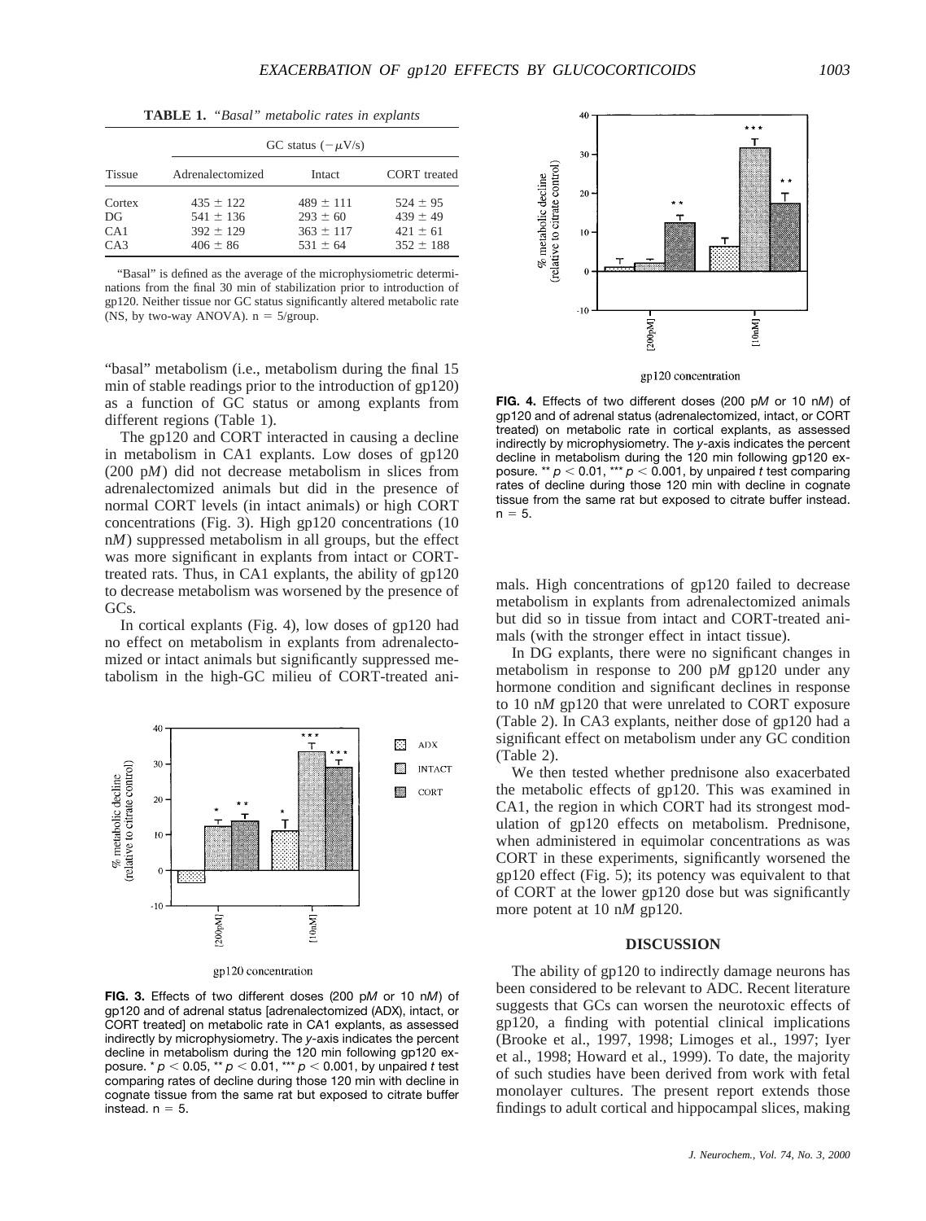**TABLE 1.** *"Basal" metabolic rates in explants*

| Tissue | GC status ($-\mu$V/s) | | |
|---|---|---|---|
| | Adrenalectomized | Intact | CORT treated |
| Cortex | 435 ± 122 | 489 ± 111 | 524 ± 95 |
| DG | 541 ± 136 | 293 ± 60 | 439 ± 49 |
| CA1 | 392 ± 129 | 363 ± 117 | 421 ± 61 |
| CA3 | 406 ± 86 | 531 ± 64 | 352 ± 188 |

"Basal" is defined as the average of the microphysiometric determinations from the final 30 min of stabilization prior to introduction of gp120. Neither tissue nor GC status significantly altered metabolic rate (NS, by two-way ANOVA). n = 5/group.

"basal" metabolism (i.e., metabolism during the final 15 min of stable readings prior to the introduction of gp120) as a function of GC status or among explants from different regions (Table 1).

The gp120 and CORT interacted in causing a decline in metabolism in CA1 explants. Low doses of gp120 (200 p*M*) did not decrease metabolism in slices from adrenalectomized animals but did in the presence of normal CORT levels (in intact animals) or high CORT concentrations (Fig. 3). High gp120 concentrations (10 n*M*) suppressed metabolism in all groups, but the effect was more significant in explants from intact or CORT-treated rats. Thus, in CA1 explants, the ability of gp120 to decrease metabolism was worsened by the presence of GCs.

In cortical explants (Fig. 4), low doses of gp120 had no effect on metabolism in explants from adrenalectomized or intact animals but significantly suppressed metabolism in the high-GC milieu of CORT-treated animals. High concentrations of gp120 failed to decrease metabolism in explants from adrenalectomized animals but did so in tissue from intact and CORT-treated animals (with the stronger effect in intact tissue).

**FIG. 3.** Effects of two different doses (200 p*M* or 10 n*M*) of gp120 and of adrenal status [adrenalectomized (ADX), intact, or CORT treated] on metabolic rate in CA1 explants, as assessed indirectly by microphysiometry. The *y*-axis indicates the percent decline in metabolism during the 120 min following gp120 exposure. * $p < 0.05$, ** $p < 0.01$, *** $p < 0.001$, by unpaired *t* test comparing rates of decline during those 120 min with decline in cognate tissue from the same rat but exposed to citrate buffer instead. n = 5.

**FIG. 4.** Effects of two different doses (200 p*M* or 10 n*M*) of gp120 and of adrenal status (adrenalectomized, intact, or CORT treated) on metabolic rate in cortical explants, as assessed indirectly by microphysiometry. The *y*-axis indicates the percent decline in metabolism during the 120 min following gp120 exposure. ** $p < 0.01$, *** $p < 0.001$, by unpaired *t* test comparing rates of decline during those 120 min with decline in cognate tissue from the same rat but exposed to citrate buffer instead. n = 5.

In DG explants, there were no significant changes in metabolism in response to 200 p*M* gp120 under any hormone condition and significant declines in response to 10 n*M* gp120 that were unrelated to CORT exposure (Table 2). In CA3 explants, neither dose of gp120 had a significant effect on metabolism under any GC condition (Table 2).

We then tested whether prednisone also exacerbated the metabolic effects of gp120. This was examined in CA1, the region in which CORT had its strongest modulation of gp120 effects on metabolism. Prednisone, when administered in equimolar concentrations as was CORT in these experiments, significantly worsened the gp120 effect (Fig. 5); its potency was equivalent to that of CORT at the lower gp120 dose but was significantly more potent at 10 n*M* gp120.

## DISCUSSION

The ability of gp120 to indirectly damage neurons has been considered to be relevant to ADC. Recent literature suggests that GCs can worsen the neurotoxic effects of gp120, a finding with potential clinical implications (Brooke et al., 1997, 1998; Limoges et al., 1997; Iyer et al., 1998; Howard et al., 1999). To date, the majority of such studies have been derived from work with fetal monolayer cultures. The present report extends those findings to adult cortical and hippocampal slices, making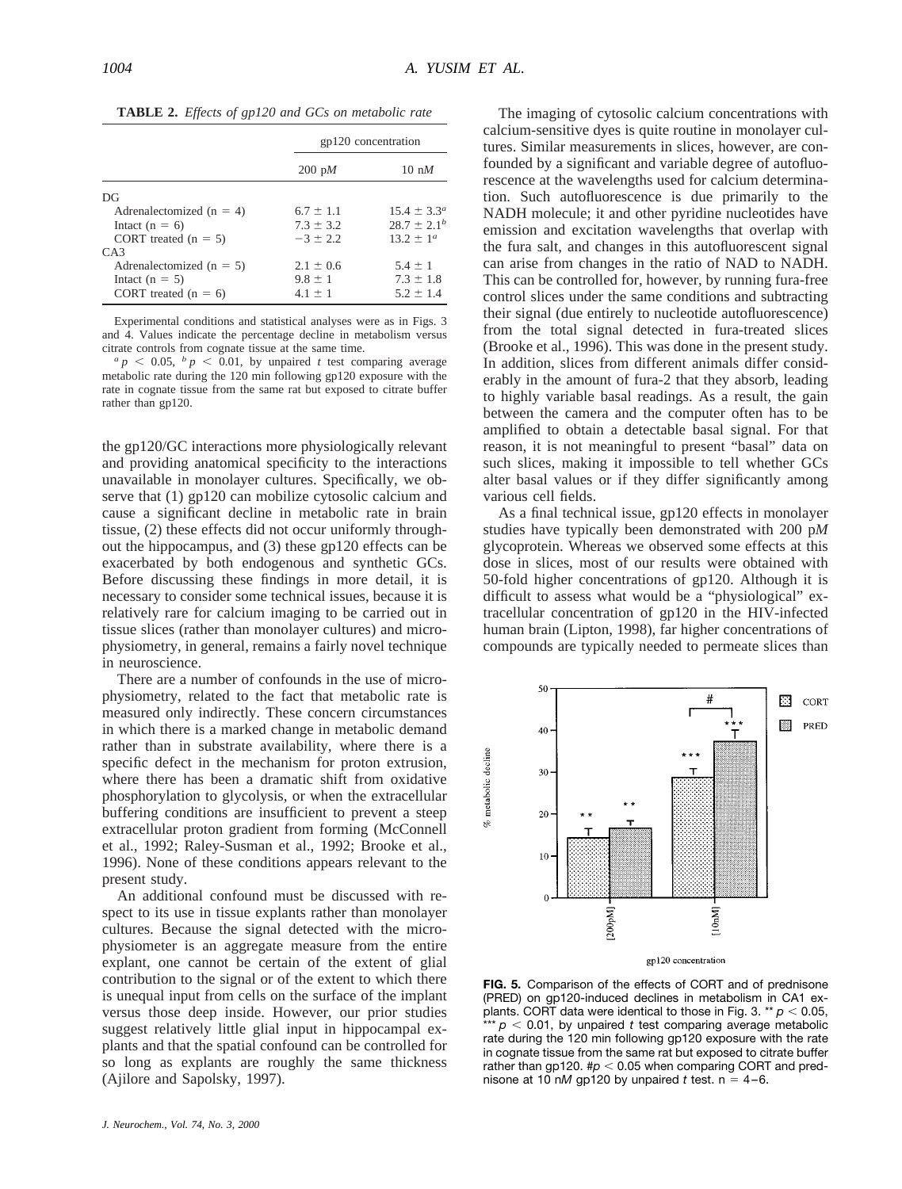**TABLE 2.** *Effects of gp120 and GCs on metabolic rate*

| | gp120 concentration | |
|---|---|---|
| | 200 p*M* | 10 n*M* |
| DG | | |
| Adrenalectomized (n = 4) | 6.7 ± 1.1 | 15.4 ± 3.3[a] |
| Intact (n = 6) | 7.3 ± 3.2 | 28.7 ± 2.1[b] |
| CORT treated (n = 5) | −3 ± 2.2 | 13.2 ± 1[a] |
| CA3 | | |
| Adrenalectomized (n = 5) | 2.1 ± 0.6 | 5.4 ± 1 |
| Intact (n = 5) | 9.8 ± 1 | 7.3 ± 1.8 |
| CORT treated (n = 6) | 4.1 ± 1 | 5.2 ± 1.4 |

Experimental conditions and statistical analyses were as in Figs. 3 and 4. Values indicate the percentage decline in metabolism versus citrate controls from cognate tissue at the same time.

[a] $p < 0.05$, [b] $p < 0.01$, by unpaired *t* test comparing average metabolic rate during the 120 min following gp120 exposure with the rate in cognate tissue from the same rat but exposed to citrate buffer rather than gp120.

the gp120/GC interactions more physiologically relevant and providing anatomical specificity to the interactions unavailable in monolayer cultures. Specifically, we observe that (1) gp120 can mobilize cytosolic calcium and cause a significant decline in metabolic rate in brain tissue, (2) these effects did not occur uniformly throughout the hippocampus, and (3) these gp120 effects can be exacerbated by both endogenous and synthetic GCs. Before discussing these findings in more detail, it is necessary to consider some technical issues, because it is relatively rare for calcium imaging to be carried out in tissue slices (rather than monolayer cultures) and microphysiometry, in general, remains a fairly novel technique in neuroscience.

There are a number of confounds in the use of microphysiometry, related to the fact that metabolic rate is measured only indirectly. These concern circumstances in which there is a marked change in metabolic demand rather than in substrate availability, where there is a specific defect in the mechanism for proton extrusion, where there has been a dramatic shift from oxidative phosphorylation to glycolysis, or when the extracellular buffering conditions are insufficient to prevent a steep extracellular proton gradient from forming (McConnell et al., 1992; Raley-Susman et al., 1992; Brooke et al., 1996). None of these conditions appears relevant to the present study.

An additional confound must be discussed with respect to its use in tissue explants rather than monolayer cultures. Because the signal detected with the microphysiometer is an aggregate measure from the entire explant, one cannot be certain of the extent of glial contribution to the signal or of the extent to which there is unequal input from cells on the surface of the implant versus those deep inside. However, our prior studies suggest relatively little glial input in hippocampal explants and that the spatial confound can be controlled for so long as explants are roughly the same thickness (Ajilore and Sapolsky, 1997).

The imaging of cytosolic calcium concentrations with calcium-sensitive dyes is quite routine in monolayer cultures. Similar measurements in slices, however, are confounded by a significant and variable degree of autofluorescence at the wavelengths used for calcium determination. Such autofluorescence is due primarily to the NADH molecule; it and other pyridine nucleotides have emission and excitation wavelengths that overlap with the fura salt, and changes in this autofluorescent signal can arise from changes in the ratio of NAD to NADH. This can be controlled for, however, by running fura-free control slices under the same conditions and subtracting their signal (due entirely to nucleotide autofluorescence) from the total signal detected in fura-treated slices (Brooke et al., 1996). This was done in the present study. In addition, slices from different animals differ considerably in the amount of fura-2 that they absorb, leading to highly variable basal readings. As a result, the gain between the camera and the computer often has to be amplified to obtain a detectable basal signal. For that reason, it is not meaningful to present "basal" data on such slices, making it impossible to tell whether GCs alter basal values or if they differ significantly among various cell fields.

As a final technical issue, gp120 effects in monolayer studies have typically been demonstrated with 200 p*M* glycoprotein. Whereas we observed some effects at this dose in slices, most of our results were obtained with 50-fold higher concentrations of gp120. Although it is difficult to assess what would be a "physiological" extracellular concentration of gp120 in the HIV-infected human brain (Lipton, 1998), far higher concentrations of compounds are typically needed to permeate slices than

**FIG. 5.** Comparison of the effects of CORT and of prednisone (PRED) on gp120-induced declines in metabolism in CA1 explants. CORT data were identical to those in Fig. 3. ** $p < 0.05$, *** $p < 0.01$, by unpaired *t* test comparing average metabolic rate during the 120 min following gp120 exposure with the rate in cognate tissue from the same rat but exposed to citrate buffer rather than gp120. # $p < 0.05$ when comparing CORT and prednisone at 10 n*M* gp120 by unpaired *t* test. n = 4–6.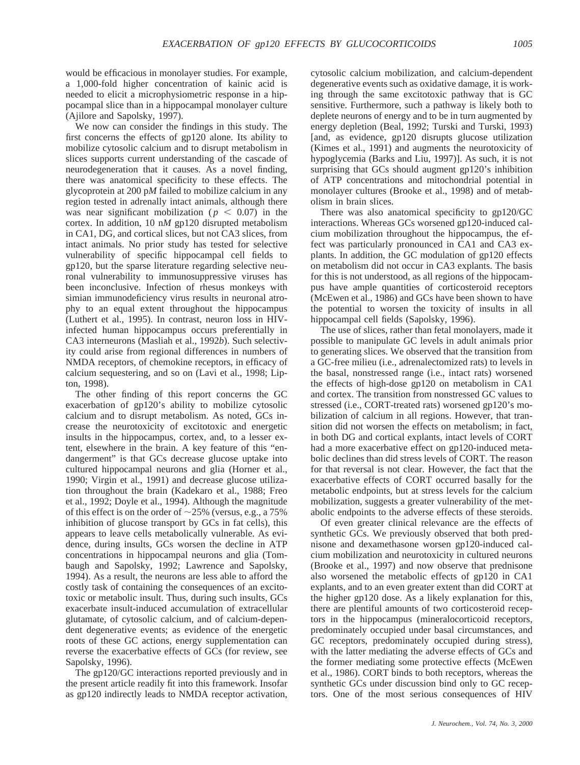would be efficacious in monolayer studies. For example, a 1,000-fold higher concentration of kainic acid is needed to elicit a microphysiometric response in a hippocampal slice than in a hippocampal monolayer culture (Ajilore and Sapolsky, 1997).

We now can consider the findings in this study. The first concerns the effects of gp120 alone. Its ability to mobilize cytosolic calcium and to disrupt metabolism in slices supports current understanding of the cascade of neurodegeneration that it causes. As a novel finding, there was anatomical specificity to these effects. The glycoprotein at 200 p*M* failed to mobilize calcium in any region tested in adrenally intact animals, although there was near significant mobilization ($p < 0.07$) in the cortex. In addition, 10 n*M* gp120 disrupted metabolism in CA1, DG, and cortical slices, but not CA3 slices, from intact animals. No prior study has tested for selective vulnerability of specific hippocampal cell fields to gp120, but the sparse literature regarding selective neuronal vulnerability to immunosuppressive viruses has been inconclusive. Infection of rhesus monkeys with simian immunodeficiency virus results in neuronal atrophy to an equal extent throughout the hippocampus (Luthert et al., 1995). In contrast, neuron loss in HIV-infected human hippocampus occurs preferentially in CA3 interneurons (Masliah et al., 1992*b*). Such selectivity could arise from regional differences in numbers of NMDA receptors, of chemokine receptors, in efficacy of calcium sequestering, and so on (Lavi et al., 1998; Lipton, 1998).

The other finding of this report concerns the GC exacerbation of gp120's ability to mobilize cytosolic calcium and to disrupt metabolism. As noted, GCs increase the neurotoxicity of excitotoxic and energetic insults in the hippocampus, cortex, and, to a lesser extent, elsewhere in the brain. A key feature of this "endangerment" is that GCs decrease glucose uptake into cultured hippocampal neurons and glia (Horner et al., 1990; Virgin et al., 1991) and decrease glucose utilization throughout the brain (Kadekaro et al., 1988; Freo et al., 1992; Doyle et al., 1994). Although the magnitude of this effect is on the order of ~25% (versus, e.g., a 75% inhibition of glucose transport by GCs in fat cells), this appears to leave cells metabolically vulnerable. As evidence, during insults, GCs worsen the decline in ATP concentrations in hippocampal neurons and glia (Tombaugh and Sapolsky, 1992; Lawrence and Sapolsky, 1994). As a result, the neurons are less able to afford the costly task of containing the consequences of an excitotoxic or metabolic insult. Thus, during such insults, GCs exacerbate insult-induced accumulation of extracellular glutamate, of cytosolic calcium, and of calcium-dependent degenerative events; as evidence of the energetic roots of these GC actions, energy supplementation can reverse the exacerbative effects of GCs (for review, see Sapolsky, 1996).

The gp120/GC interactions reported previously and in the present article readily fit into this framework. Insofar as gp120 indirectly leads to NMDA receptor activation, cytosolic calcium mobilization, and calcium-dependent degenerative events such as oxidative damage, it is working through the same excitotoxic pathway that is GC sensitive. Furthermore, such a pathway is likely both to deplete neurons of energy and to be in turn augmented by energy depletion (Beal, 1992; Turski and Turski, 1993) [and, as evidence, gp120 disrupts glucose utilization (Kimes et al., 1991) and augments the neurotoxicity of hypoglycemia (Barks and Liu, 1997)]. As such, it is not surprising that GCs should augment gp120's inhibition of ATP concentrations and mitochondrial potential in monolayer cultures (Brooke et al., 1998) and of metabolism in brain slices.

There was also anatomical specificity to gp120/GC interactions. Whereas GCs worsened gp120-induced calcium mobilization throughout the hippocampus, the effect was particularly pronounced in CA1 and CA3 explants. In addition, the GC modulation of gp120 effects on metabolism did not occur in CA3 explants. The basis for this is not understood, as all regions of the hippocampus have ample quantities of corticosteroid receptors (McEwen et al., 1986) and GCs have been shown to have the potential to worsen the toxicity of insults in all hippocampal cell fields (Sapolsky, 1996).

The use of slices, rather than fetal monolayers, made it possible to manipulate GC levels in adult animals prior to generating slices. We observed that the transition from a GC-free milieu (i.e., adrenalectomized rats) to levels in the basal, nonstressed range (i.e., intact rats) worsened the effects of high-dose gp120 on metabolism in CA1 and cortex. The transition from nonstressed GC values to stressed (i.e., CORT-treated rats) worsened gp120's mobilization of calcium in all regions. However, that transition did not worsen the effects on metabolism; in fact, in both DG and cortical explants, intact levels of CORT had a more exacerbative effect on gp120-induced metabolic declines than did stress levels of CORT. The reason for that reversal is not clear. However, the fact that the exacerbative effects of CORT occurred basally for the metabolic endpoints, but at stress levels for the calcium mobilization, suggests a greater vulnerability of the metabolic endpoints to the adverse effects of these steroids.

Of even greater clinical relevance are the effects of synthetic GCs. We previously observed that both prednisone and dexamethasone worsen gp120-induced calcium mobilization and neurotoxicity in cultured neurons (Brooke et al., 1997) and now observe that prednisone also worsened the metabolic effects of gp120 in CA1 explants, and to an even greater extent than did CORT at the higher gp120 dose. As a likely explanation for this, there are plentiful amounts of two corticosteroid receptors in the hippocampus (mineralocorticoid receptors, predominately occupied under basal circumstances, and GC receptors, predominately occupied during stress), with the latter mediating the adverse effects of GCs and the former mediating some protective effects (McEwen et al., 1986). CORT binds to both receptors, whereas the synthetic GCs under discussion bind only to GC receptors. One of the most serious consequences of HIV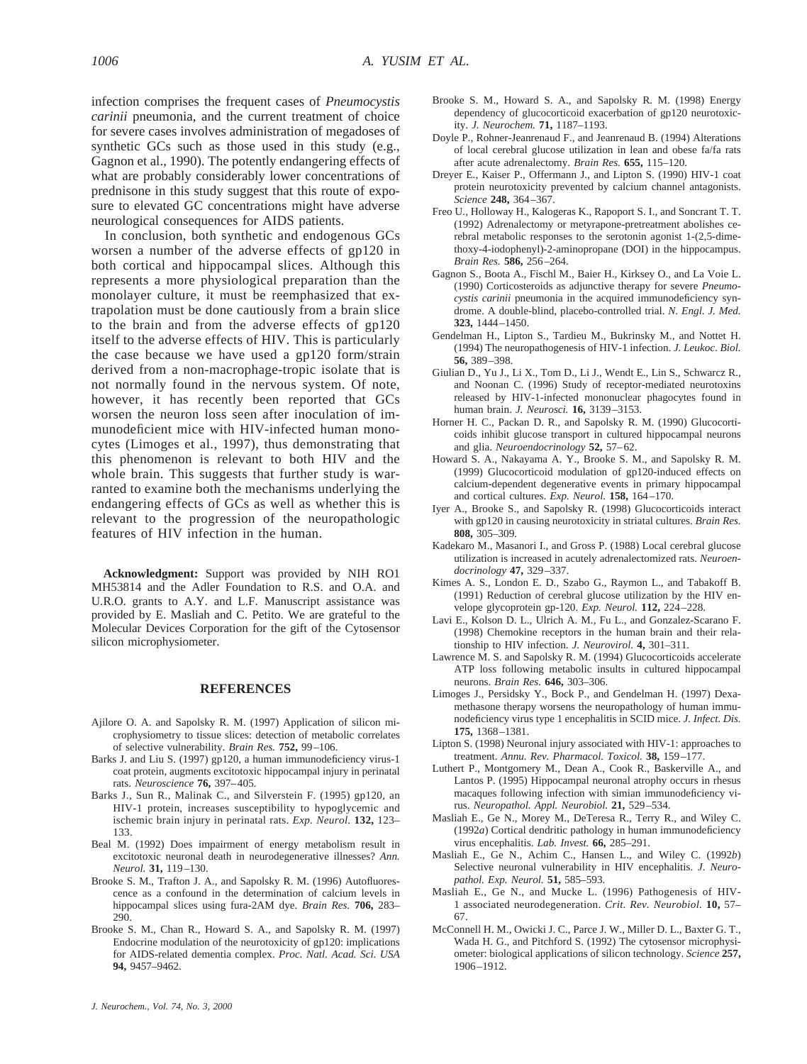infection comprises the frequent cases of *Pneumocystis carinii* pneumonia, and the current treatment of choice for severe cases involves administration of megadoses of synthetic GCs such as those used in this study (e.g., Gagnon et al., 1990). The potently endangering effects of what are probably considerably lower concentrations of prednisone in this study suggest that this route of exposure to elevated GC concentrations might have adverse neurological consequences for AIDS patients.

In conclusion, both synthetic and endogenous GCs worsen a number of the adverse effects of gp120 in both cortical and hippocampal slices. Although this represents a more physiological preparation than the monolayer culture, it must be reemphasized that extrapolation must be done cautiously from a brain slice to the brain and from the adverse effects of gp120 itself to the adverse effects of HIV. This is particularly the case because we have used a gp120 form/strain derived from a non-macrophage-tropic isolate that is not normally found in the nervous system. Of note, however, it has recently been reported that GCs worsen the neuron loss seen after inoculation of immunodeficient mice with HIV-infected human monocytes (Limoges et al., 1997), thus demonstrating that this phenomenon is relevant to both HIV and the whole brain. This suggests that further study is warranted to examine both the mechanisms underlying the endangering effects of GCs as well as whether this is relevant to the progression of the neuropathologic features of HIV infection in the human.

**Acknowledgment:** Support was provided by NIH RO1 MH53814 and the Adler Foundation to R.S. and O.A. and U.R.O. grants to A.Y. and L.F. Manuscript assistance was provided by E. Masliah and C. Petito. We are grateful to the Molecular Devices Corporation for the gift of the Cytosensor silicon microphysiometer.

## REFERENCES

Ajilore O. A. and Sapolsky R. M. (1997) Application of silicon microphysiometry to tissue slices: detection of metabolic correlates of selective vulnerability. *Brain Res.* **752,** 99–106.

Barks J. and Liu S. (1997) gp120, a human immunodeficiency virus-1 coat protein, augments excitotoxic hippocampal injury in perinatal rats. *Neuroscience* **76,** 397–405.

Barks J., Sun R., Malinak C., and Silverstein F. (1995) gp120, an HIV-1 protein, increases susceptibility to hypoglycemic and ischemic brain injury in perinatal rats. *Exp. Neurol.* **132,** 123–133.

Beal M. (1992) Does impairment of energy metabolism result in excitotoxic neuronal death in neurodegenerative illnesses? *Ann. Neurol.* **31,** 119–130.

Brooke S. M., Trafton J. A., and Sapolsky R. M. (1996) Autofluorescence as a confound in the determination of calcium levels in hippocampal slices using fura-2AM dye. *Brain Res.* **706,** 283–290.

Brooke S. M., Chan R., Howard S. A., and Sapolsky R. M. (1997) Endocrine modulation of the neurotoxicity of gp120: implications for AIDS-related dementia complex. *Proc. Natl. Acad. Sci. USA* **94,** 9457–9462.

Brooke S. M., Howard S. A., and Sapolsky R. M. (1998) Energy dependency of glucocorticoid exacerbation of gp120 neurotoxicity. *J. Neurochem.* **71,** 1187–1193.

Doyle P., Rohner-Jeanrenaud F., and Jeanrenaud B. (1994) Alterations of local cerebral glucose utilization in lean and obese fa/fa rats after acute adrenalectomy. *Brain Res.* **655,** 115–120.

Dreyer E., Kaiser P., Offermann J., and Lipton S. (1990) HIV-1 coat protein neurotoxicity prevented by calcium channel antagonists. *Science* **248,** 364–367.

Freo U., Holloway H., Kalogeras K., Rapoport S. I., and Soncrant T. T. (1992) Adrenalectomy or metyrapone-pretreatment abolishes cerebral metabolic responses to the serotonin agonist 1-(2,5-dimethoxy-4-iodophenyl)-2-aminopropane (DOI) in the hippocampus. *Brain Res.* **586,** 256–264.

Gagnon S., Boota A., Fischl M., Baier H., Kirksey O., and La Voie L. (1990) Corticosteroids as adjunctive therapy for severe *Pneumocystis carinii* pneumonia in the acquired immunodeficiency syndrome. A double-blind, placebo-controlled trial. *N. Engl. J. Med.* **323,** 1444–1450.

Gendelman H., Lipton S., Tardieu M., Bukrinsky M., and Nottet H. (1994) The neuropathogenesis of HIV-1 infection. *J. Leukoc. Biol.* **56,** 389–398.

Giulian D., Yu J., Li X., Tom D., Li J., Wendt E., Lin S., Schwarcz R., and Noonan C. (1996) Study of receptor-mediated neurotoxins released by HIV-1-infected mononuclear phagocytes found in human brain. *J. Neurosci.* **16,** 3139–3153.

Horner H. C., Packan D. R., and Sapolsky R. M. (1990) Glucocorticoids inhibit glucose transport in cultured hippocampal neurons and glia. *Neuroendocrinology* **52,** 57–62.

Howard S. A., Nakayama A. Y., Brooke S. M., and Sapolsky R. M. (1999) Glucocorticoid modulation of gp120-induced effects on calcium-dependent degenerative events in primary hippocampal and cortical cultures. *Exp. Neurol.* **158,** 164–170.

Iyer A., Brooke S., and Sapolsky R. (1998) Glucocorticoids interact with gp120 in causing neurotoxicity in striatal cultures. *Brain Res.* **808,** 305–309.

Kadekaro M., Masanori I., and Gross P. (1988) Local cerebral glucose utilization is increased in acutely adrenalectomized rats. *Neuroendocrinology* **47,** 329–337.

Kimes A. S., London E. D., Szabo G., Raymon L., and Tabakoff B. (1991) Reduction of cerebral glucose utilization by the HIV envelope glycoprotein gp-120. *Exp. Neurol.* **112,** 224–228.

Lavi E., Kolson D. L., Ulrich A. M., Fu L., and Gonzalez-Scarano F. (1998) Chemokine receptors in the human brain and their relationship to HIV infection. *J. Neurovirol.* **4,** 301–311.

Lawrence M. S. and Sapolsky R. M. (1994) Glucocorticoids accelerate ATP loss following metabolic insults in cultured hippocampal neurons. *Brain Res.* **646,** 303–306.

Limoges J., Persidsky Y., Bock P., and Gendelman H. (1997) Dexamethasone therapy worsens the neuropathology of human immunodeficiency virus type 1 encephalitis in SCID mice. *J. Infect. Dis.* **175,** 1368–1381.

Lipton S. (1998) Neuronal injury associated with HIV-1: approaches to treatment. *Annu. Rev. Pharmacol. Toxicol.* **38,** 159–177.

Luthert P., Montgomery M., Dean A., Cook R., Baskerville A., and Lantos P. (1995) Hippocampal neuronal atrophy occurs in rhesus macaques following infection with simian immunodeficiency virus. *Neuropathol. Appl. Neurobiol.* **21,** 529–534.

Masliah E., Ge N., Morey M., DeTeresa R., Terry R., and Wiley C. (1992*a*) Cortical dendritic pathology in human immunodeficiency virus encephalitis. *Lab. Invest.* **66,** 285–291.

Masliah E., Ge N., Achim C., Hansen L., and Wiley C. (1992*b*) Selective neuronal vulnerability in HIV encephalitis. *J. Neuropathol. Exp. Neurol.* **51,** 585–593.

Masliah E., Ge N., and Mucke L. (1996) Pathogenesis of HIV-1 associated neurodegeneration. *Crit. Rev. Neurobiol.* **10,** 57–67.

McConnell H. M., Owicki J. C., Parce J. W., Miller D. L., Baxter G. T., Wada H. G., and Pitchford S. (1992) The cytosensor microphysiometer: biological applications of silicon technology. *Science* **257,** 1906–1912.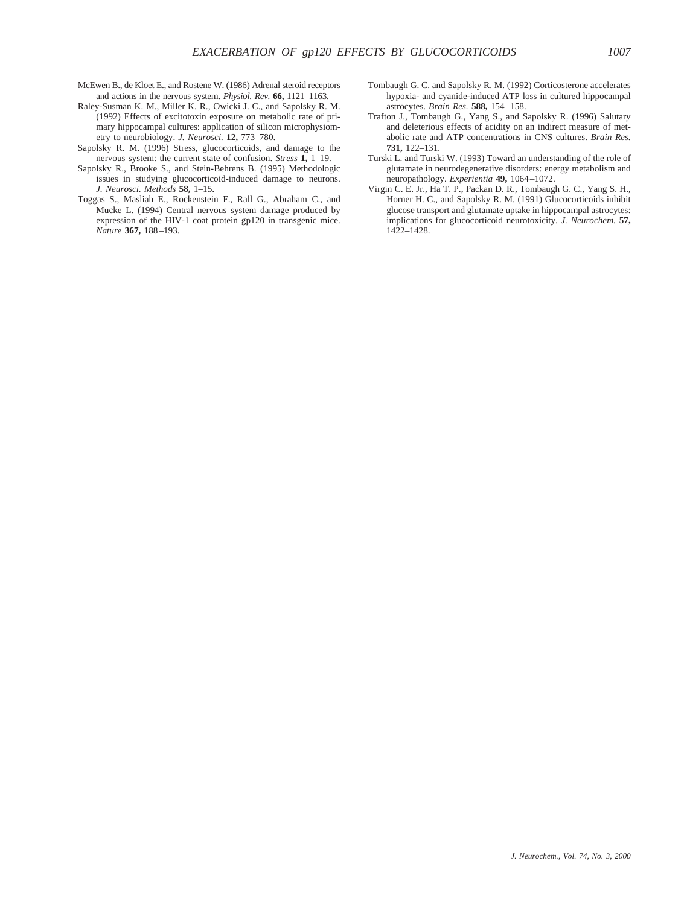McEwen B., de Kloet E., and Rostene W. (1986) Adrenal steroid receptors and actions in the nervous system. *Physiol. Rev.* **66,** 1121–1163.

Raley-Susman K. M., Miller K. R., Owicki J. C., and Sapolsky R. M. (1992) Effects of excitotoxin exposure on metabolic rate of primary hippocampal cultures: application of silicon microphysiometry to neurobiology. *J. Neurosci.* **12,** 773–780.

Sapolsky R. M. (1996) Stress, glucocorticoids, and damage to the nervous system: the current state of confusion. *Stress* **1,** 1–19.

Sapolsky R., Brooke S., and Stein-Behrens B. (1995) Methodologic issues in studying glucocorticoid-induced damage to neurons. *J. Neurosci. Methods* **58,** 1–15.

Toggas S., Masliah E., Rockenstein F., Rall G., Abraham C., and Mucke L. (1994) Central nervous system damage produced by expression of the HIV-1 coat protein gp120 in transgenic mice. *Nature* **367,** 188–193.

Tombaugh G. C. and Sapolsky R. M. (1992) Corticosterone accelerates hypoxia- and cyanide-induced ATP loss in cultured hippocampal astrocytes. *Brain Res.* **588,** 154–158.

Trafton J., Tombaugh G., Yang S., and Sapolsky R. (1996) Salutary and deleterious effects of acidity on an indirect measure of metabolic rate and ATP concentrations in CNS cultures. *Brain Res.* **731,** 122–131.

Turski L. and Turski W. (1993) Toward an understanding of the role of glutamate in neurodegenerative disorders: energy metabolism and neuropathology. *Experientia* **49,** 1064–1072.

Virgin C. E. Jr., Ha T. P., Packan D. R., Tombaugh G. C., Yang S. H., Horner H. C., and Sapolsky R. M. (1991) Glucocorticoids inhibit glucose transport and glutamate uptake in hippocampal astrocytes: implications for glucocorticoid neurotoxicity. *J. Neurochem.* **57,** 1422–1428.